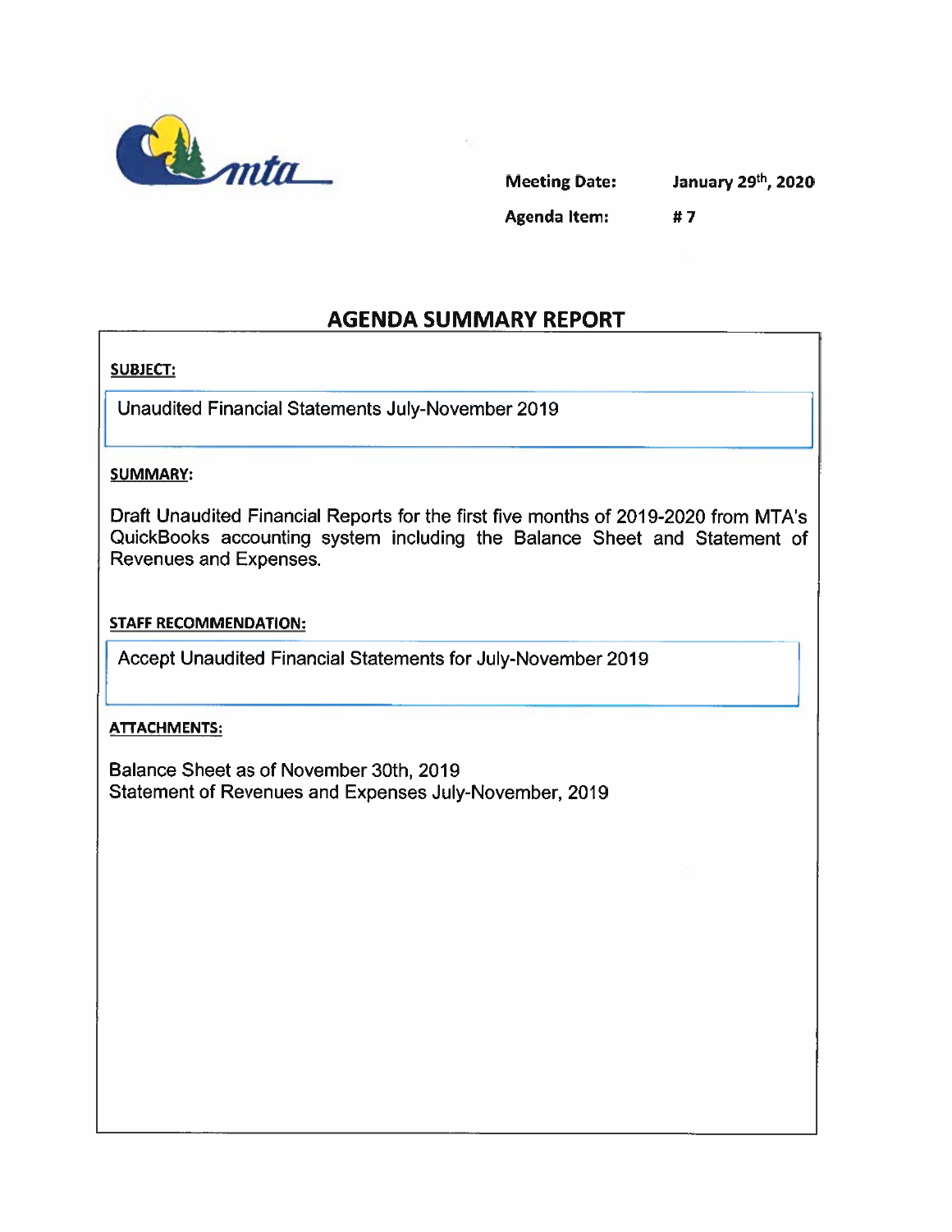Meeting Date: January 29[th], 2020

Agenda Item: # 7

# AGENDA SUMMARY REPORT

**SUBJECT:**

Unaudited Financial Statements July-November 2019

**SUMMARY:**

Draft Unaudited Financial Reports for the first five months of 2019-2020 from MTA's QuickBooks accounting system including the Balance Sheet and Statement of Revenues and Expenses.

**STAFF RECOMMENDATION:**

Accept Unaudited Financial Statements for July-November 2019

**ATTACHMENTS:**

Balance Sheet as of November 30th, 2019
Statement of Revenues and Expenses July-November, 2019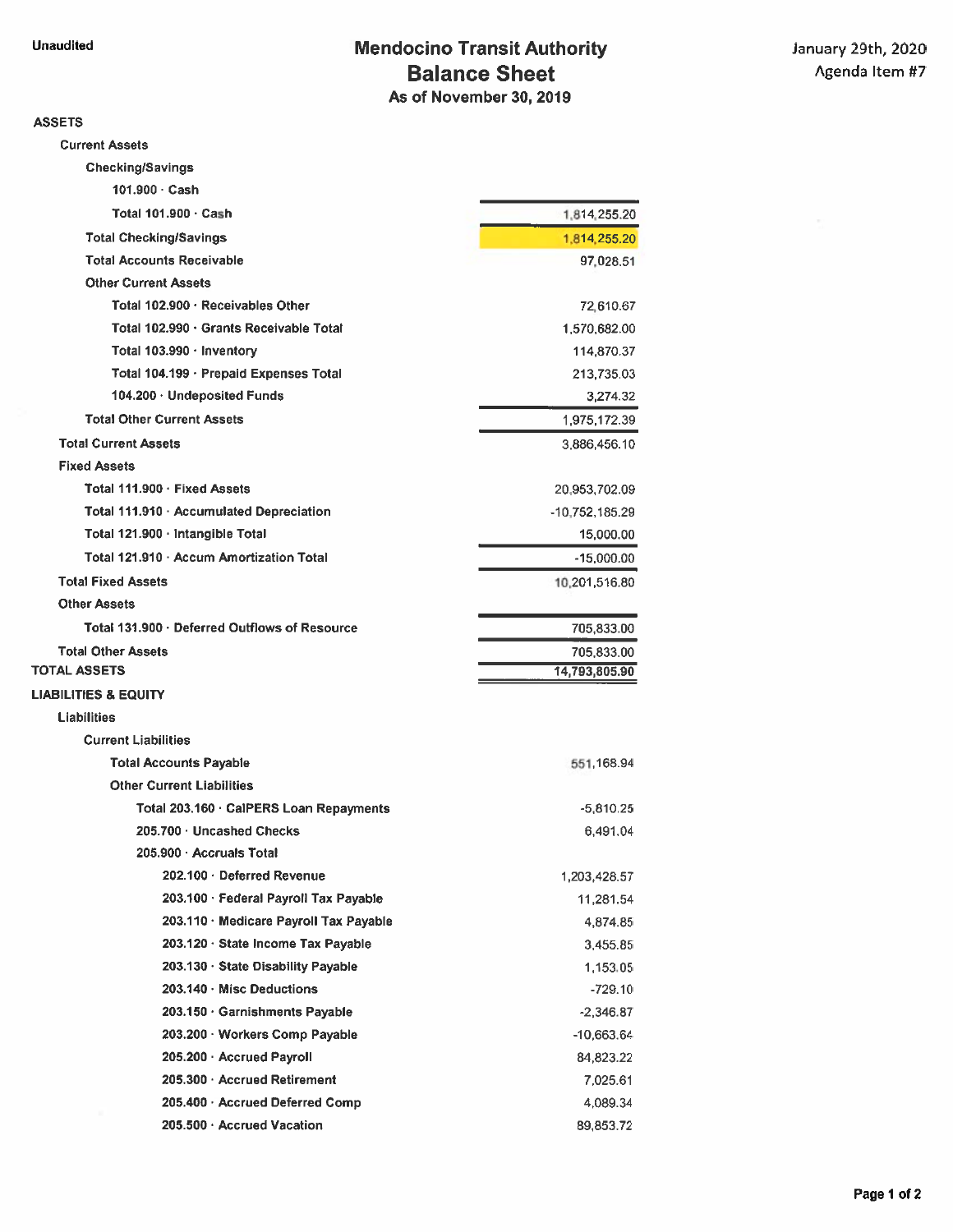Unaudited

January 29th, 2020
Agenda Item #7

# Mendocino Transit Authority
## Balance Sheet
### As of November 30, 2019

| | |
|---|---|
| **ASSETS** | |
| **Current Assets** | |
| **Checking/Savings** | |
| **101.900 · Cash** | |
| **Total 101.900 · Cash** | 1,814,255.20 |
| **Total Checking/Savings** | 1,814,255.20 |
| **Total Accounts Receivable** | 97,028.51 |
| **Other Current Assets** | |
| **Total 102.900 · Receivables Other** | 72,610.67 |
| **Total 102.990 · Grants Receivable Total** | 1,570,682.00 |
| **Total 103.990 · Inventory** | 114,870.37 |
| **Total 104.199 · Prepaid Expenses Total** | 213,735.03 |
| **104.200 · Undeposited Funds** | 3,274.32 |
| **Total Other Current Assets** | 1,975,172.39 |
| **Total Current Assets** | 3,886,456.10 |
| **Fixed Assets** | |
| **Total 111.900 · Fixed Assets** | 20,953,702.09 |
| **Total 111.910 · Accumulated Depreciation** | -10,752,185.29 |
| **Total 121.900 · Intangible Total** | 15,000.00 |
| **Total 121.910 · Accum Amortization Total** | -15,000.00 |
| **Total Fixed Assets** | 10,201,516.80 |
| **Other Assets** | |
| **Total 131.900 · Deferred Outflows of Resource** | 705,833.00 |
| **Total Other Assets** | 705,833.00 |
| **TOTAL ASSETS** | 14,793,805.90 |
| **LIABILITIES & EQUITY** | |
| **Liabilities** | |
| **Current Liabilities** | |
| **Total Accounts Payable** | 551,168.94 |
| **Other Current Liabilities** | |
| **Total 203.160 · CalPERS Loan Repayments** | -5,810.25 |
| **205.700 · Uncashed Checks** | 6,491.04 |
| **205.900 · Accruals Total** | |
| **202.100 · Deferred Revenue** | 1,203,428.57 |
| **203.100 · Federal Payroll Tax Payable** | 11,281.54 |
| **203.110 · Medicare Payroll Tax Payable** | 4,874.85 |
| **203.120 · State Income Tax Payable** | 3,455.85 |
| **203.130 · State Disability Payable** | 1,153.05 |
| **203.140 · Misc Deductions** | -729.10 |
| **203.150 · Garnishments Payable** | -2,346.87 |
| **203.200 · Workers Comp Payable** | -10,663.64 |
| **205.200 · Accrued Payroll** | 84,823.22 |
| **205.300 · Accrued Retirement** | 7,025.61 |
| **205.400 · Accrued Deferred Comp** | 4,089.34 |
| **205.500 · Accrued Vacation** | 89,853.72 |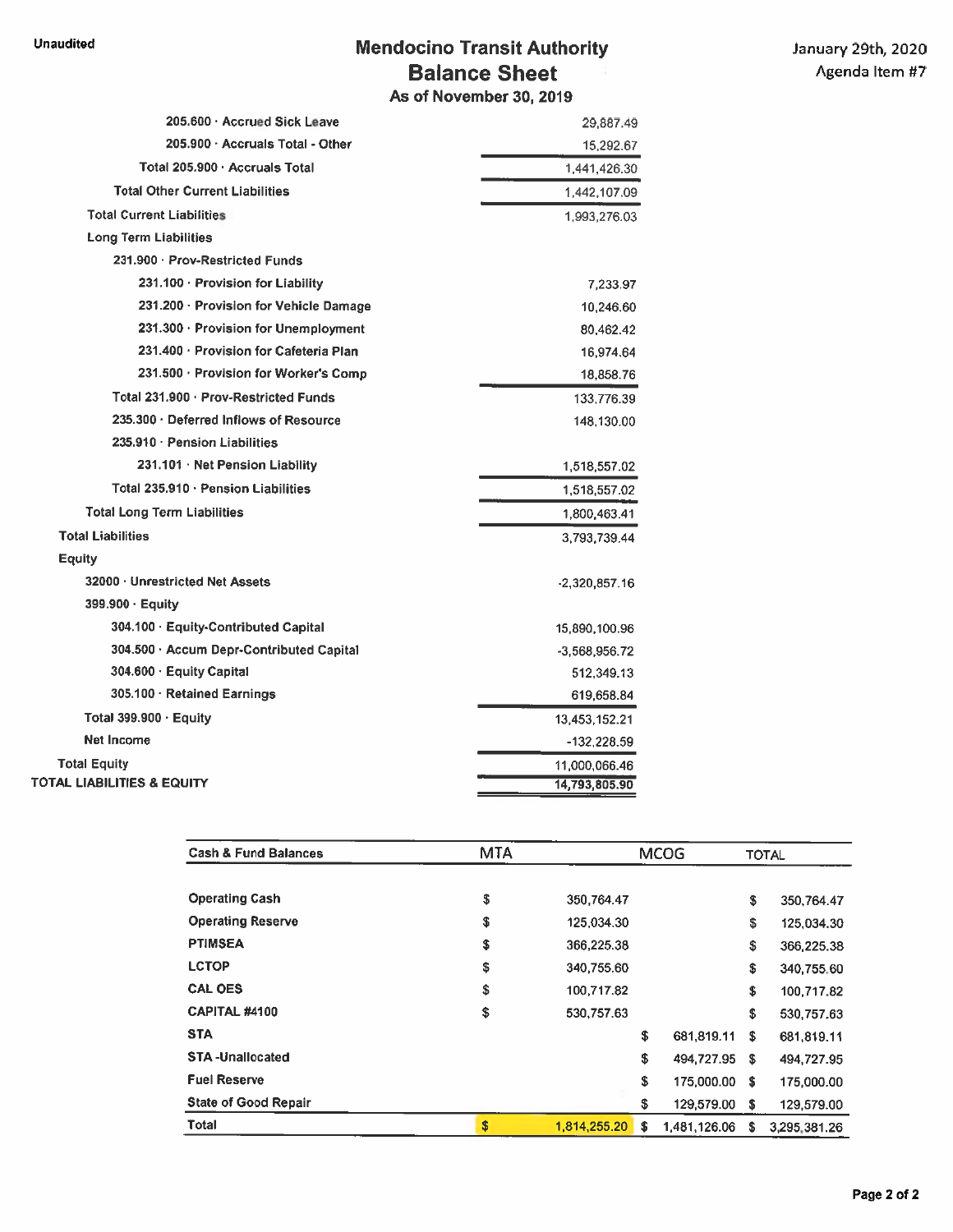Unaudited

# Mendocino Transit Authority
## Balance Sheet
### As of November 30, 2019

January 29th, 2020
Agenda Item #7

| | |
|---|---|
| 205.600 · Accrued Sick Leave | 29,887.49 |
| 205.900 · Accruals Total - Other | 15,292.67 |
| Total 205.900 · Accruals Total | 1,441,426.30 |
| Total Other Current Liabilities | 1,442,107.09 |
| Total Current Liabilities | 1,993,276.03 |
| Long Term Liabilities | |
| 231.900 · Prov-Restricted Funds | |
| 231.100 · Provision for Liability | 7,233.97 |
| 231.200 · Provision for Vehicle Damage | 10,246.60 |
| 231.300 · Provision for Unemployment | 80,462.42 |
| 231.400 · Provision for Cafeteria Plan | 16,974.64 |
| 231.500 · Provision for Worker's Comp | 18,858.76 |
| Total 231.900 · Prov-Restricted Funds | 133,776.39 |
| 235.300 · Deferred Inflows of Resource | 148,130.00 |
| 235.910 · Pension Liabilities | |
| 231.101 · Net Pension Liability | 1,518,557.02 |
| Total 235.910 · Pension Liabilities | 1,518,557.02 |
| Total Long Term Liabilities | 1,800,463.41 |
| Total Liabilities | 3,793,739.44 |
| Equity | |
| 32000 · Unrestricted Net Assets | -2,320,857.16 |
| 399.900 · Equity | |
| 304.100 · Equity-Contributed Capital | 15,890,100.96 |
| 304.500 · Accum Depr-Contributed Capital | -3,568,956.72 |
| 304.600 · Equity Capital | 512,349.13 |
| 305.100 · Retained Earnings | 619,658.84 |
| Total 399.900 · Equity | 13,453,152.21 |
| Net Income | -132,228.59 |
| Total Equity | 11,000,066.46 |
| **TOTAL LIABILITIES & EQUITY** | **14,793,805.90** |

| Cash & Fund Balances | MTA | MCOG | TOTAL |
|---|---|---|---|
| Operating Cash | $ 350,764.47 | | $ 350,764.47 |
| Operating Reserve | $ 125,034.30 | | $ 125,034.30 |
| PTIMSEA | $ 366,225.38 | | $ 366,225.38 |
| LCTOP | $ 340,755.60 | | $ 340,755.60 |
| CAL OES | $ 100,717.82 | | $ 100,717.82 |
| CAPITAL #4100 | $ 530,757.63 | | $ 530,757.63 |
| STA | | $ 681,819.11 | $ 681,819.11 |
| STA -Unallocated | | $ 494,727.95 | $ 494,727.95 |
| Fuel Reserve | | $ 175,000.00 | $ 175,000.00 |
| State of Good Repair | | $ 129,579.00 | $ 129,579.00 |
| Total | $ 1,814,255.20 | $ 1,481,126.06 | $ 3,295,381.26 |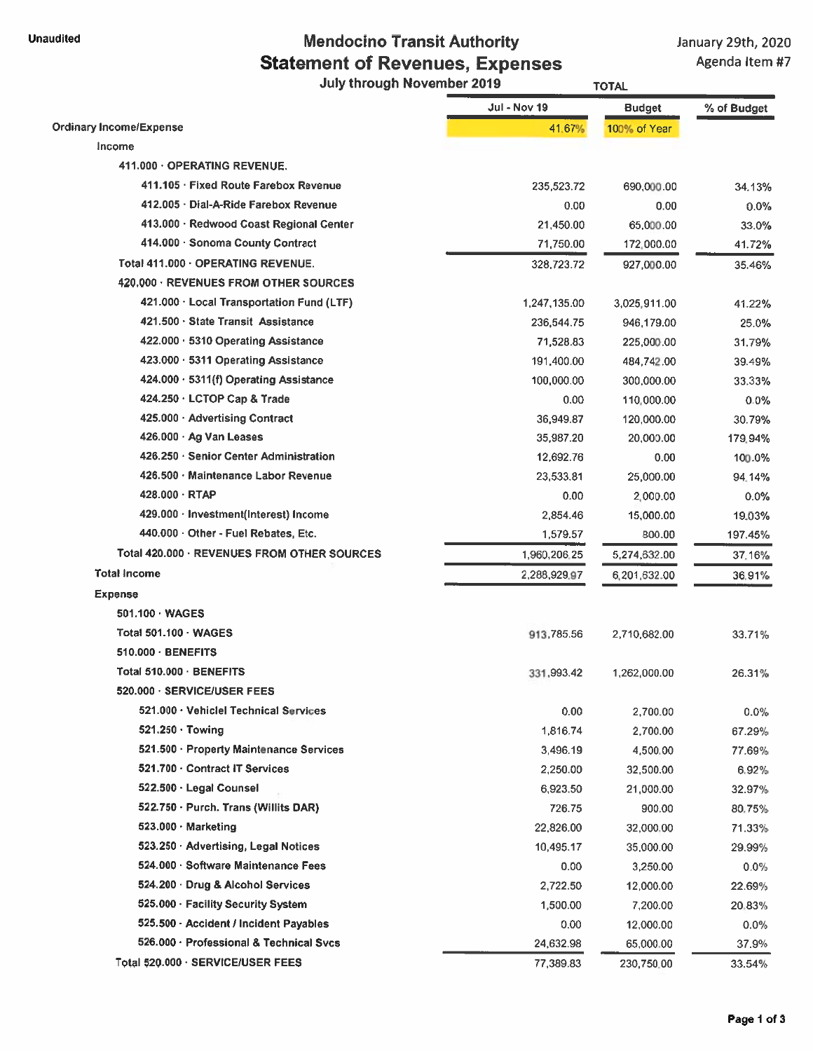Unaudited

# Mendocino Transit Authority
## Statement of Revenues, Expenses
### July through November 2019

January 29th, 2020
Agenda Item #7

| | TOTAL | | |
|---|---|---|---|
| | Jul - Nov 19 | Budget | % of Budget |
| Ordinary Income/Expense | 41.67% | 100% of Year | |
| Income | | | |
| 411.000 · OPERATING REVENUE. | | | |
| 411.105 · Fixed Route Farebox Revenue | 235,523.72 | 690,000.00 | 34.13% |
| 412.005 · Dial-A-Ride Farebox Revenue | 0.00 | 0.00 | 0.0% |
| 413.000 · Redwood Coast Regional Center | 21,450.00 | 65,000.00 | 33.0% |
| 414.000 · Sonoma County Contract | 71,750.00 | 172,000.00 | 41.72% |
| Total 411.000 · OPERATING REVENUE. | 328,723.72 | 927,000.00 | 35.46% |
| 420.000 · REVENUES FROM OTHER SOURCES | | | |
| 421.000 · Local Transportation Fund (LTF) | 1,247,135.00 | 3,025,911.00 | 41.22% |
| 421.500 · State Transit Assistance | 236,544.75 | 946,179.00 | 25.0% |
| 422.000 · 5310 Operating Assistance | 71,528.83 | 225,000.00 | 31.79% |
| 423.000 · 5311 Operating Assistance | 191,400.00 | 484,742.00 | 39.49% |
| 424.000 · 5311(f) Operating Assistance | 100,000.00 | 300,000.00 | 33.33% |
| 424.250 · LCTOP Cap & Trade | 0.00 | 110,000.00 | 0.0% |
| 425.000 · Advertising Contract | 36,949.87 | 120,000.00 | 30.79% |
| 426.000 · Ag Van Leases | 35,987.20 | 20,000.00 | 179.94% |
| 426.250 · Senior Center Administration | 12,692.76 | 0.00 | 100.0% |
| 426.500 · Maintenance Labor Revenue | 23,533.81 | 25,000.00 | 94.14% |
| 428.000 · RTAP | 0.00 | 2,000.00 | 0.0% |
| 429.000 · Investment(Interest) Income | 2,854.46 | 15,000.00 | 19.03% |
| 440.000 · Other - Fuel Rebates, Etc. | 1,579.57 | 800.00 | 197.45% |
| Total 420.000 · REVENUES FROM OTHER SOURCES | 1,960,206.25 | 5,274,632.00 | 37.16% |
| Total Income | 2,288,929.97 | 6,201,632.00 | 36.91% |
| Expense | | | |
| 501.100 · WAGES | | | |
| Total 501.100 · WAGES | 913,785.56 | 2,710,682.00 | 33.71% |
| 510.000 · BENEFITS | | | |
| Total 510.000 · BENEFITS | 331,993.42 | 1,262,000.00 | 26.31% |
| 520.000 · SERVICE/USER FEES | | | |
| 521.000 · Vehiclel Technical Services | 0.00 | 2,700.00 | 0.0% |
| 521.250 · Towing | 1,816.74 | 2,700.00 | 67.29% |
| 521.500 · Property Maintenance Services | 3,496.19 | 4,500.00 | 77.69% |
| 521.700 · Contract IT Services | 2,250.00 | 32,500.00 | 6.92% |
| 522.500 · Legal Counsel | 6,923.50 | 21,000.00 | 32.97% |
| 522.750 · Purch. Trans (Willits DAR) | 726.75 | 900.00 | 80.75% |
| 523.000 · Marketing | 22,826.00 | 32,000.00 | 71.33% |
| 523.250 · Advertising, Legal Notices | 10,495.17 | 35,000.00 | 29.99% |
| 524.000 · Software Maintenance Fees | 0.00 | 3,250.00 | 0.0% |
| 524.200 · Drug & Alcohol Services | 2,722.50 | 12,000.00 | 22.69% |
| 525.000 · Facility Security System | 1,500.00 | 7,200.00 | 20.83% |
| 525.500 · Accident / Incident Payables | 0.00 | 12,000.00 | 0.0% |
| 526.000 · Professional & Technical Svcs | 24,632.98 | 65,000.00 | 37.9% |
| Total 520.000 · SERVICE/USER FEES | 77,389.83 | 230,750.00 | 33.54% |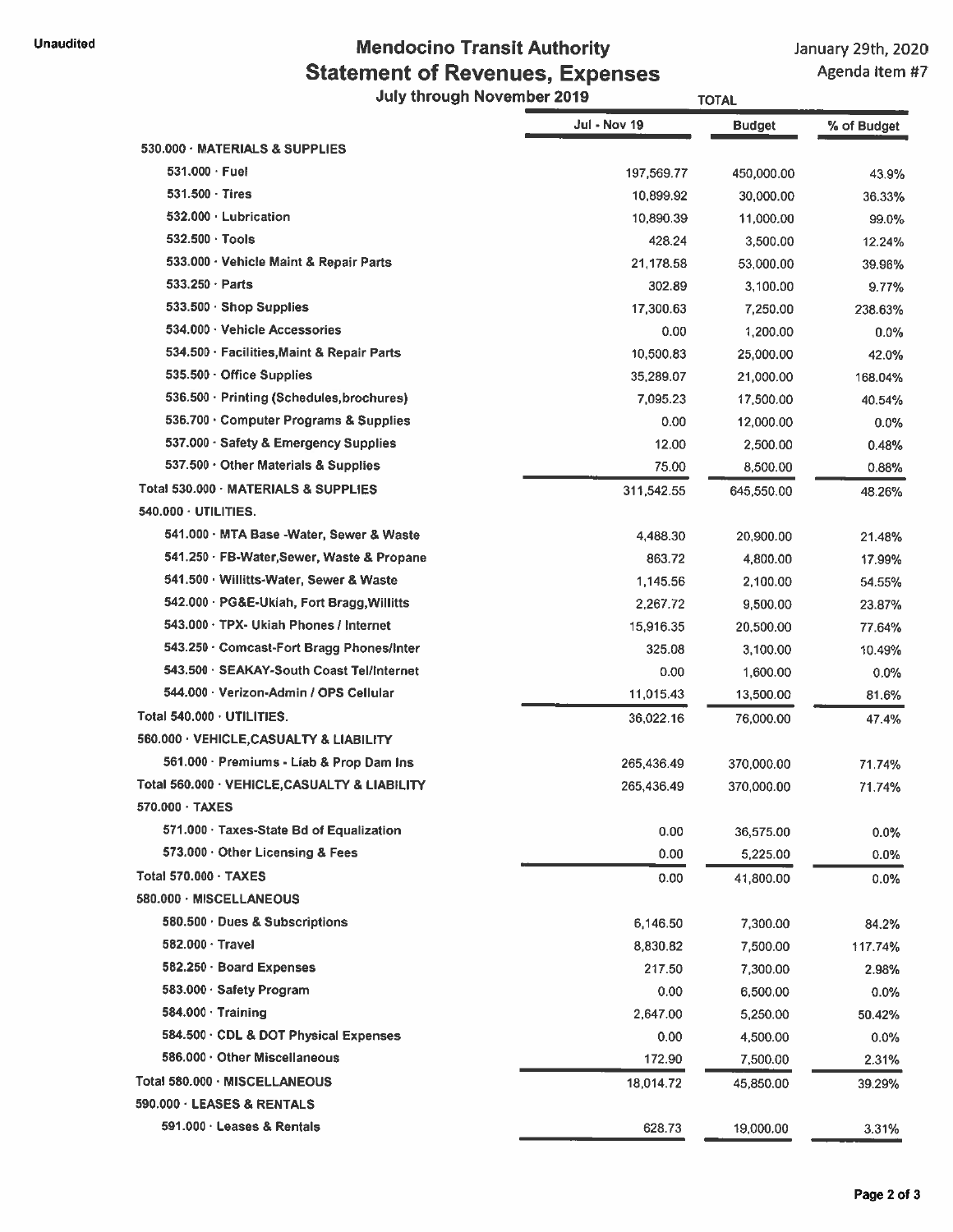Unaudited

# Mendocino Transit Authority
## Statement of Revenues, Expenses
### July through November 2019

January 29th, 2020
Agenda Item #7

| | TOTAL | | |
|---|---|---|---|
| | Jul - Nov 19 | Budget | % of Budget |
| 530.000 · MATERIALS & SUPPLIES | | | |
| 531.000 · Fuel | 197,569.77 | 450,000.00 | 43.9% |
| 531.500 · Tires | 10,899.92 | 30,000.00 | 36.33% |
| 532.000 · Lubrication | 10,890.39 | 11,000.00 | 99.0% |
| 532.500 · Tools | 428.24 | 3,500.00 | 12.24% |
| 533.000 · Vehicle Maint & Repair Parts | 21,178.58 | 53,000.00 | 39.96% |
| 533.250 · Parts | 302.89 | 3,100.00 | 9.77% |
| 533.500 · Shop Supplies | 17,300.63 | 7,250.00 | 238.63% |
| 534.000 · Vehicle Accessories | 0.00 | 1,200.00 | 0.0% |
| 534.500 · Facilities,Maint & Repair Parts | 10,500.83 | 25,000.00 | 42.0% |
| 535.500 · Office Supplies | 35,289.07 | 21,000.00 | 168.04% |
| 536.500 · Printing (Schedules,brochures) | 7,095.23 | 17,500.00 | 40.54% |
| 536.700 · Computer Programs & Supplies | 0.00 | 12,000.00 | 0.0% |
| 537.000 · Safety & Emergency Supplies | 12.00 | 2,500.00 | 0.48% |
| 537.500 · Other Materials & Supplies | 75.00 | 8,500.00 | 0.88% |
| Total 530.000 · MATERIALS & SUPPLIES | 311,542.55 | 645,550.00 | 48.26% |
| 540.000 · UTILITIES. | | | |
| 541.000 · MTA Base -Water, Sewer & Waste | 4,488.30 | 20,900.00 | 21.48% |
| 541.250 · FB-Water,Sewer, Waste & Propane | 863.72 | 4,800.00 | 17.99% |
| 541.500 · Willitts-Water, Sewer & Waste | 1,145.56 | 2,100.00 | 54.55% |
| 542.000 · PG&E-Ukiah, Fort Bragg,Willitts | 2,267.72 | 9,500.00 | 23.87% |
| 543.000 · TPX- Ukiah Phones / Internet | 15,916.35 | 20,500.00 | 77.64% |
| 543.250 · Comcast-Fort Bragg Phones/Inter | 325.08 | 3,100.00 | 10.49% |
| 543.500 · SEAKAY-South Coast Tel/Internet | 0.00 | 1,600.00 | 0.0% |
| 544.000 · Verizon-Admin / OPS Cellular | 11,015.43 | 13,500.00 | 81.6% |
| Total 540.000 · UTILITIES. | 36,022.16 | 76,000.00 | 47.4% |
| 560.000 · VEHICLE,CASUALTY & LIABILITY | | | |
| 561.000 · Premiums - Liab & Prop Dam Ins | 265,436.49 | 370,000.00 | 71.74% |
| Total 560.000 · VEHICLE,CASUALTY & LIABILITY | 265,436.49 | 370,000.00 | 71.74% |
| 570.000 · TAXES | | | |
| 571.000 · Taxes-State Bd of Equalization | 0.00 | 36,575.00 | 0.0% |
| 573.000 · Other Licensing & Fees | 0.00 | 5,225.00 | 0.0% |
| Total 570.000 · TAXES | 0.00 | 41,800.00 | 0.0% |
| 580.000 · MISCELLANEOUS | | | |
| 580.500 · Dues & Subscriptions | 6,146.50 | 7,300.00 | 84.2% |
| 582.000 · Travel | 8,830.82 | 7,500.00 | 117.74% |
| 582.250 · Board Expenses | 217.50 | 7,300.00 | 2.98% |
| 583.000 · Safety Program | 0.00 | 6,500.00 | 0.0% |
| 584.000 · Training | 2,647.00 | 5,250.00 | 50.42% |
| 584.500 · CDL & DOT Physical Expenses | 0.00 | 4,500.00 | 0.0% |
| 586.000 · Other Miscellaneous | 172.90 | 7,500.00 | 2.31% |
| Total 580.000 · MISCELLANEOUS | 18,014.72 | 45,850.00 | 39.29% |
| 590.000 · LEASES & RENTALS | | | |
| 591.000 · Leases & Rentals | 628.73 | 19,000.00 | 3.31% |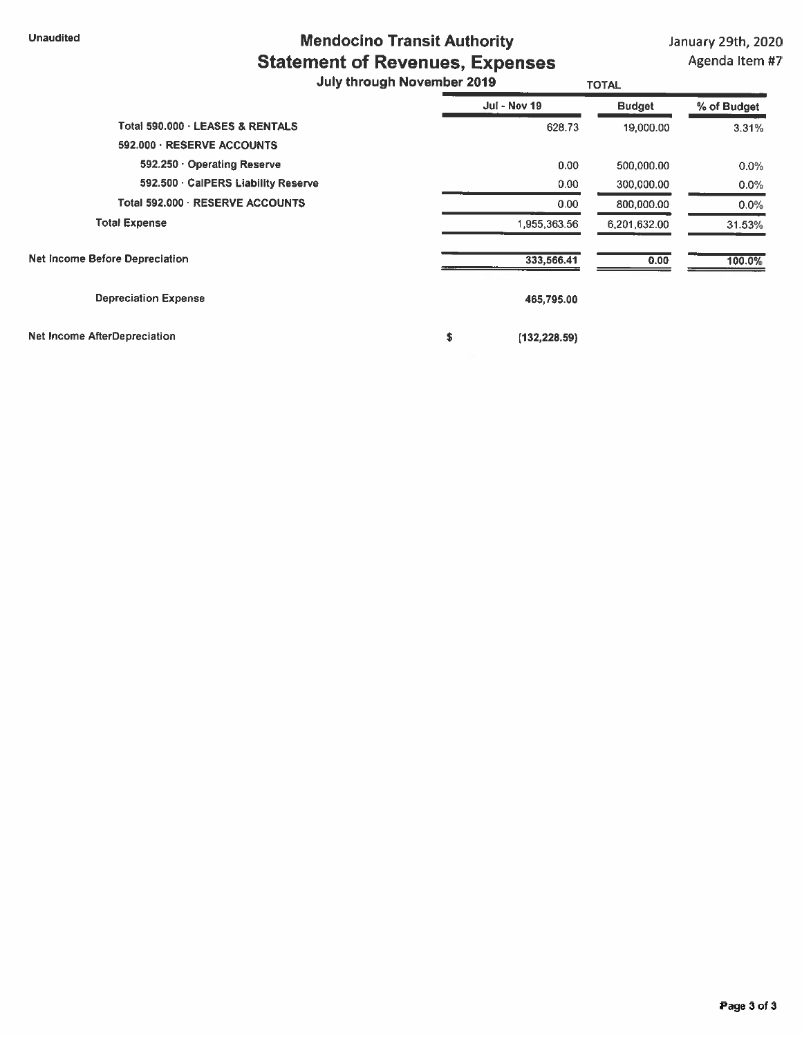Unaudited

# Mendocino Transit Authority
## Statement of Revenues, Expenses
### July through November 2019

January 29th, 2020
Agenda Item #7

| | TOTAL | | |
| --- | --- | --- | --- |
| | Jul - Nov 19 | Budget | % of Budget |
| Total 590.000 · LEASES & RENTALS | 628.73 | 19,000.00 | 3.31% |
| 592.000 · RESERVE ACCOUNTS | | | |
| 592.250 · Operating Reserve | 0.00 | 500,000.00 | 0.0% |
| 592.500 · CalPERS Liability Reserve | 0.00 | 300,000.00 | 0.0% |
| Total 592.000 · RESERVE ACCOUNTS | 0.00 | 800,000.00 | 0.0% |
| Total Expense | 1,955,363.56 | 6,201,632.00 | 31.53% |
| Net Income Before Depreciation | 333,566.41 | 0.00 | 100.0% |
| Depreciation Expense | 465,795.00 | | |
| Net Income AfterDepreciation | $ (132,228.59) | | |